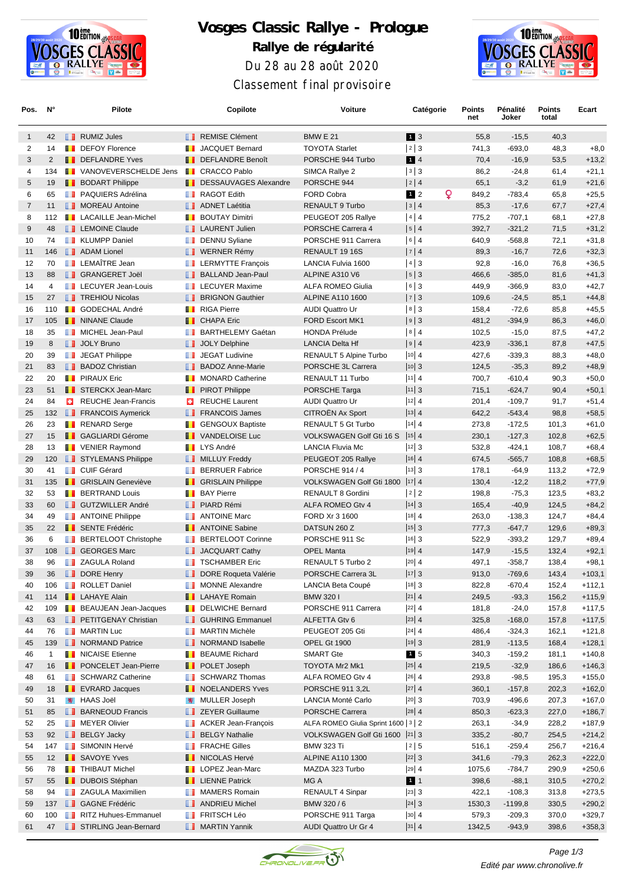# Vosges Classic Rallye - Prologue

## Rallye de régularité

Du 28 au 28 août 2020

Classement final provisoire

| Pos. | N° | Pilote | Copilote | Voiture | Catégorie | Points net | Pénalité Joker | Points total | Ecart |
|---|---|---|---|---|---|---|---|---|---|
| 1 | 42 | RUMIZ Jules | REMISE Clément | BMW E 21 | 1 3 | 55,8 | -15,5 | 40,3 | |
| 2 | 14 | DEFOY Florence | JACQUET Bernard | TOYOTA Starlet | 2 3 | 741,3 | -693,0 | 48,3 | +8,0 |
| 3 | 2 | DEFLANDRE Yves | DEFLANDRE Benoît | PORSCHE 944 Turbo | 1 4 | 70,4 | -16,9 | 53,5 | +13,2 |
| 4 | 134 | VANOVEVERSCHELDE Jens | CRACCO Pablo | SIMCA Rallye 2 | 3 3 | 86,2 | -24,8 | 61,4 | +21,1 |
| 5 | 19 | BODART Philippe | DESSAUVAGES Alexandre | PORSCHE 944 | 2 4 | 65,1 | -3,2 | 61,9 | +21,6 |
| 6 | 65 | PAQUIERS Adrélina | RAGOT Edith | FORD Cobra | 1 2 ♀ | 849,2 | -783,4 | 65,8 | +25,5 |
| 7 | 11 | MOREAU Antoine | ADNET Laétitia | RENAULT 9 Turbo | 3 4 | 85,3 | -17,6 | 67,7 | +27,4 |
| 8 | 112 | LACAILLE Jean-Michel | BOUTAY Dimitri | PEUGEOT 205 Rallye | 4 4 | 775,2 | -707,1 | 68,1 | +27,8 |
| 9 | 48 | LEMOINE Claude | LAURENT Julien | PORSCHE Carrera 4 | 5 4 | 392,7 | -321,2 | 71,5 | +31,2 |
| 10 | 74 | KLUMPP Daniel | DENNU Syliane | PORSCHE 911 Carrera | 6 4 | 640,9 | -568,8 | 72,1 | +31,8 |
| 11 | 146 | ADAM Lionel | WERNER Rémy | RENAULT 19 16S | 7 4 | 89,3 | -16,7 | 72,6 | +32,3 |
| 12 | 70 | LEMAÎTRE Jean | LERMYTTE François | LANCIA Fulvia 1600 | 4 3 | 92,8 | -16,0 | 76,8 | +36,5 |
| 13 | 88 | GRANGERET Joël | BALLAND Jean-Paul | ALPINE A310 V6 | 5 3 | 466,6 | -385,0 | 81,6 | +41,3 |
| 14 | 4 | LECUYER Jean-Louis | LECUYER Maxime | ALFA ROMEO Giulia | 6 3 | 449,9 | -366,9 | 83,0 | +42,7 |
| 15 | 27 | TREHIOU Nicolas | BRIGNON Gauthier | ALPINE A110 1600 | 7 3 | 109,6 | -24,5 | 85,1 | +44,8 |
| 16 | 110 | GODECHAL André | RIGA Pierre | AUDI Quattro Ur | 8 3 | 158,4 | -72,6 | 85,8 | +45,5 |
| 17 | 105 | NINANE Claude | CHAPA Eric | FORD Escort MK1 | 9 3 | 481,2 | -394,9 | 86,3 | +46,0 |
| 18 | 35 | MICHEL Jean-Paul | BARTHELEMY Gaétan | HONDA Prélude | 8 4 | 102,5 | -15,0 | 87,5 | +47,2 |
| 19 | 8 | JOLY Bruno | JOLY Delphine | LANCIA Delta Hf | 9 4 | 423,9 | -336,1 | 87,8 | +47,5 |
| 20 | 39 | JEGAT Philippe | JEGAT Ludivine | RENAULT 5 Alpine Turbo | 10 4 | 427,6 | -339,3 | 88,3 | +48,0 |
| 21 | 83 | BADOZ Christian | BADOZ Anne-Marie | PORSCHE 3L Carrera | 10 3 | 124,5 | -35,3 | 89,2 | +48,9 |
| 22 | 20 | PIRAUX Eric | MONARD Catherine | RENAULT 11 Turbo | 11 4 | 700,7 | -610,4 | 90,3 | +50,0 |
| 23 | 51 | STERCKX Jean-Marc | PIROT Philippe | PORSCHE Targa | 11 3 | 715,1 | -624,7 | 90,4 | +50,1 |
| 24 | 84 | REUCHE Jean-Francis | REUCHE Laurent | AUDI Quattro Ur | 12 4 | 201,4 | -109,7 | 91,7 | +51,4 |
| 25 | 132 | FRANCOIS Aymerick | FRANCOIS James | CITROËN Ax Sport | 13 4 | 642,2 | -543,4 | 98,8 | +58,5 |
| 26 | 23 | RENARD Serge | GENGOUX Baptiste | RENAULT 5 Gt Turbo | 14 4 | 273,8 | -172,5 | 101,3 | +61,0 |
| 27 | 15 | GAGLIARDI Gérome | VANDELOISE Luc | VOLKSWAGEN Golf Gti 16 S | 15 4 | 230,1 | -127,3 | 102,8 | +62,5 |
| 28 | 13 | VENIER Raymond | LYS André | LANCIA Fluvia Mc | 12 3 | 532,8 | -424,1 | 108,7 | +68,4 |
| 29 | 120 | STYLEMANS Philippe | MILLUY Freddy | PEUGEOT 205 Rallye | 16 4 | 674,5 | -565,7 | 108,8 | +68,5 |
| 30 | 41 | CUIF Gérard | BERRUER Fabrice | PORSCHE 914 / 4 | 13 3 | 178,1 | -64,9 | 113,2 | +72,9 |
| 31 | 135 | GRISLAIN Geneviève | GRISLAIN Philippe | VOLKSWAGEN Golf Gti 1800 | 17 4 | 130,4 | -12,2 | 118,2 | +77,9 |
| 32 | 53 | BERTRAND Louis | BAY Pierre | RENAULT 8 Gordini | 2 2 | 198,8 | -75,3 | 123,5 | +83,2 |
| 33 | 60 | GUTZWILLER André | PIARD Rémi | ALFA ROMEO Gtv 4 | 14 3 | 165,4 | -40,9 | 124,5 | +84,2 |
| 34 | 49 | ANTOINE Philippe | ANTOINE Marc | FORD Xr 3 1600 | 18 4 | 263,0 | -138,3 | 124,7 | +84,4 |
| 35 | 22 | SENTE Frédéric | ANTOINE Sabine | DATSUN 260 Z | 15 3 | 777,3 | -647,7 | 129,6 | +89,3 |
| 36 | 6 | BERTELOOT Christophe | BERTELOOT Corinne | PORSCHE 911 Sc | 16 3 | 522,9 | -393,2 | 129,7 | +89,4 |
| 37 | 108 | GEORGES Marc | JACQUART Cathy | OPEL Manta | 19 4 | 147,9 | -15,5 | 132,4 | +92,1 |
| 38 | 96 | ZAGULA Roland | TSCHAMBER Eric | RENAULT 5 Turbo 2 | 20 4 | 497,1 | -358,7 | 138,4 | +98,1 |
| 39 | 36 | DORE Henry | DORE Roqueta Valérie | PORSCHE Carrera 3L | 17 3 | 913,0 | -769,6 | 143,4 | +103,1 |
| 40 | 106 | ROLLET Daniel | MONNE Alexandre | LANCIA Beta Coupé | 18 3 | 822,8 | -670,4 | 152,4 | +112,1 |
| 41 | 114 | LAHAYE Alain | LAHAYE Romain | BMW 320 I | 21 4 | 249,5 | -93,3 | 156,2 | +115,9 |
| 42 | 109 | BEAUJEAN Jean-Jacques | DELWICHE Bernard | PORSCHE 911 Carrera | 22 4 | 181,8 | -24,0 | 157,8 | +117,5 |
| 43 | 63 | PETITGENAY Christian | GUHRING Emmanuel | ALFETTA Gtv 6 | 23 4 | 325,8 | -168,0 | 157,8 | +117,5 |
| 44 | 76 | MARTIN Luc | MARTIN Michèle | PEUGEOT 205 Gti | 24 4 | 486,4 | -324,3 | 162,1 | +121,8 |
| 45 | 139 | NORMAND Patrice | NORMAND Isabelle | OPEL Gt 1900 | 19 3 | 281,9 | -113,5 | 168,4 | +128,1 |
| 46 | 1 | NICAISE Etienne | BEAUME Richard | SMART Gte | 1 5 | 340,3 | -159,2 | 181,1 | +140,8 |
| 47 | 16 | PONCELET Jean-Pierre | POLET Joseph | TOYOTA Mr2 Mk1 | 25 4 | 219,5 | -32,9 | 186,6 | +146,3 |
| 48 | 61 | SCHWARZ Catherine | SCHWARZ Thomas | ALFA ROMEO Gtv 4 | 26 4 | 293,8 | -98,5 | 195,3 | +155,0 |
| 49 | 18 | EVRARD Jacques | NOELANDERS Yves | PORSCHE 911 3,2L | 27 4 | 360,1 | -157,8 | 202,3 | +162,0 |
| 50 | 31 | HAAS Joël | MULLER Joseph | LANCIA Monté Carlo | 20 3 | 703,9 | -496,6 | 207,3 | +167,0 |
| 51 | 85 | BARNEOUD Francis | ZEYER Guillaume | PORSCHE Carrera | 28 4 | 850,3 | -623,3 | 227,0 | +186,7 |
| 52 | 25 | MEYER Olivier | ACKER Jean-François | ALFA ROMEO Giulia Sprint 1600 | 3 2 | 263,1 | -34,9 | 228,2 | +187,9 |
| 53 | 92 | BELGY Jacky | BELGY Nathalie | VOLKSWAGEN Golf Gti 1600 | 21 3 | 335,2 | -80,7 | 254,5 | +214,2 |
| 54 | 147 | SIMONIN Hervé | FRACHE Gilles | BMW 323 Ti | 2 5 | 516,1 | -259,4 | 256,7 | +216,4 |
| 55 | 12 | SAVOYE Yves | NICOLAS Hervé | ALPINE A110 1300 | 22 3 | 341,6 | -79,3 | 262,3 | +222,0 |
| 56 | 78 | THIBAUT Michel | LOPEZ Jean-Marc | MAZDA 323 Turbo | 29 4 | 1075,6 | -784,7 | 290,9 | +250,6 |
| 57 | 55 | DUBOIS Stéphan | LIENNE Patrick | MG A | 1 1 | 398,6 | -88,1 | 310,5 | +270,2 |
| 58 | 94 | ZAGULA Maximilien | MAMERS Romain | RENAULT 4 Sinpar | 23 3 | 422,1 | -108,3 | 313,8 | +273,5 |
| 59 | 137 | GAGNE Frédéric | ANDRIEU Michel | BMW 320 / 6 | 24 3 | 1530,3 | -1199,8 | 330,5 | +290,2 |
| 60 | 100 | RITZ Huhues-Emmanuel | FRITSCH Léo | PORSCHE 911 Targa | 30 4 | 579,3 | -209,3 | 370,0 | +329,7 |
| 61 | 47 | STIRLING Jean-Bernard | MARTIN Yannik | AUDI Quattro Ur Gr 4 | 31 4 | 1342,5 | -943,9 | 398,6 | +358,3 |

*Edité par www.chronolive.fr*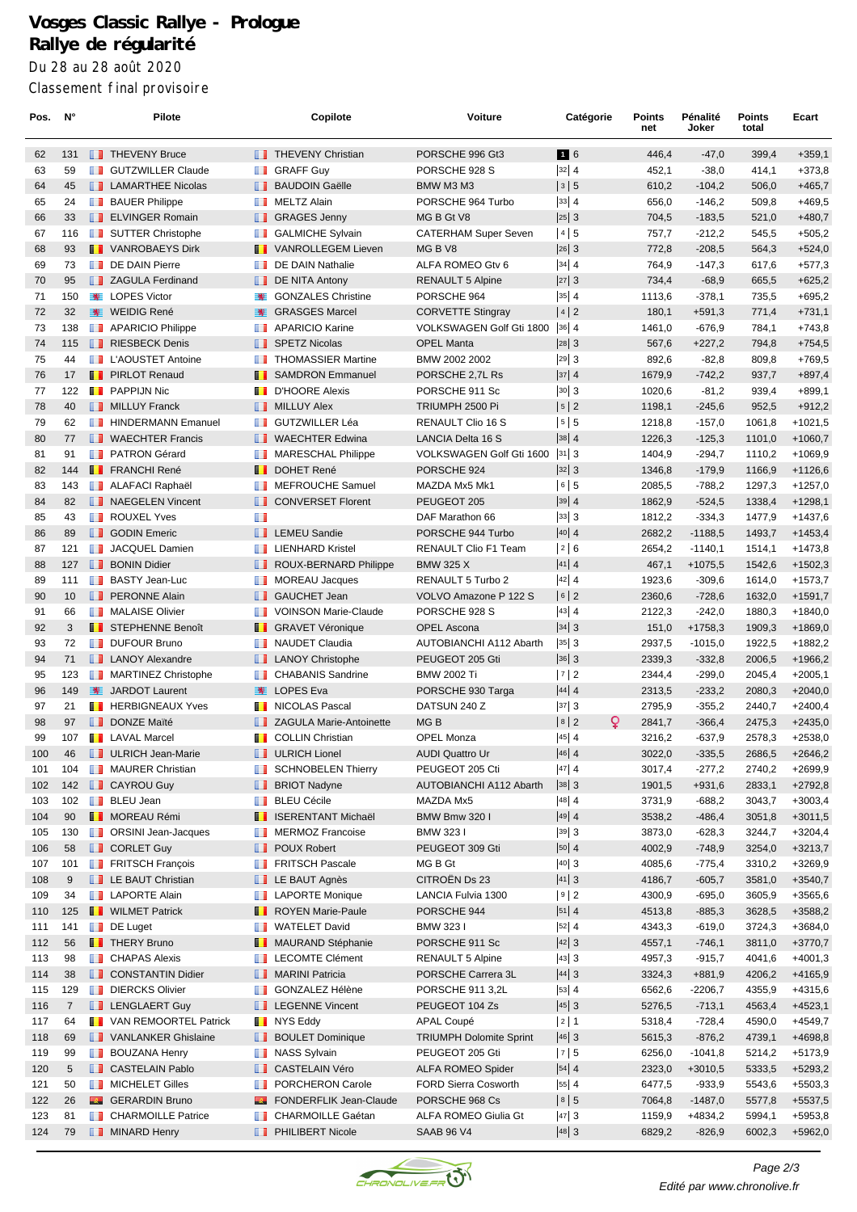# Vosges Classic Rallye - Prologue
# Rallye de régularité

Du 28 au 28 août 2020

Classement final provisoire

| Pos. | N° | Pilote | Copilote | Voiture | Catégorie | Points net | Pénalité Joker | Points total | Ecart |
|---|---|---|---|---|---|---|---|---|---|
| 62 | 131 | THEVENY Bruce | THEVENY Christian | PORSCHE 996 Gt3 | 1 6 | 446,4 | -47,0 | 399,4 | +359,1 |
| 63 | 59 | GUTZWILLER Claude | GRAFF Guy | PORSCHE 928 S | 32 4 | 452,1 | -38,0 | 414,1 | +373,8 |
| 64 | 45 | LAMARTHEE Nicolas | BAUDOIN Gaëlle | BMW M3 M3 | 3 5 | 610,2 | -104,2 | 506,0 | +465,7 |
| 65 | 24 | BAUER Philippe | MELTZ Alain | PORSCHE 964 Turbo | 33 4 | 656,0 | -146,2 | 509,8 | +469,5 |
| 66 | 33 | ELVINGER Romain | GRAGES Jenny | MG B Gt V8 | 25 3 | 704,5 | -183,5 | 521,0 | +480,7 |
| 67 | 116 | SUTTER Christophe | GALMICHE Sylvain | CATERHAM Super Seven | 4 5 | 757,7 | -212,2 | 545,5 | +505,2 |
| 68 | 93 | VANROBAEYS Dirk | VANROLLEGEM Lieven | MG B V8 | 26 3 | 772,8 | -208,5 | 564,3 | +524,0 |
| 69 | 73 | DE DAIN Pierre | DE DAIN Nathalie | ALFA ROMEO Gtv 6 | 34 4 | 764,9 | -147,3 | 617,6 | +577,3 |
| 70 | 95 | ZAGULA Ferdinand | DE NITA Antony | RENAULT 5 Alpine | 27 3 | 734,4 | -68,9 | 665,5 | +625,2 |
| 71 | 150 | LOPES Victor | GONZALES Christine | PORSCHE 964 | 35 4 | 1113,6 | -378,1 | 735,5 | +695,2 |
| 72 | 32 | WEIDIG René | GRASGES Marcel | CORVETTE Stingray | 4 2 | 180,1 | +591,3 | 771,4 | +731,1 |
| 73 | 138 | APARICIO Philippe | APARICIO Karine | VOLKSWAGEN Golf Gti 1800 | 36 4 | 1461,0 | -676,9 | 784,1 | +743,8 |
| 74 | 115 | RIESBECK Denis | SPETZ Nicolas | OPEL Manta | 28 3 | 567,6 | +227,2 | 794,8 | +754,5 |
| 75 | 44 | L'AOUSTET Antoine | THOMASSIER Martine | BMW 2002 2002 | 29 3 | 892,6 | -82,8 | 809,8 | +769,5 |
| 76 | 17 | PIRLOT Renaud | SAMDRON Emmanuel | PORSCHE 2,7L Rs | 37 4 | 1679,9 | -742,2 | 937,7 | +897,4 |
| 77 | 122 | PAPPIJN Nic | D'HOORE Alexis | PORSCHE 911 Sc | 30 3 | 1020,6 | -81,2 | 939,4 | +899,1 |
| 78 | 40 | MILLUY Franck | MILLUY Alex | TRIUMPH 2500 Pi | 5 2 | 1198,1 | -245,6 | 952,5 | +912,2 |
| 79 | 62 | HINDERMANN Emanuel | GUTZWILLER Léa | RENAULT Clio 16 S | 5 5 | 1218,8 | -157,0 | 1061,8 | +1021,5 |
| 80 | 77 | WAECHTER Francis | WAECHTER Edwina | LANCIA Delta 16 S | 38 4 | 1226,3 | -125,3 | 1101,0 | +1060,7 |
| 81 | 91 | PATRON Gérard | MARESCHAL Philippe | VOLKSWAGEN Golf Gti 1600 | 31 3 | 1404,9 | -294,7 | 1110,2 | +1069,9 |
| 82 | 144 | FRANCHI René | DOHET René | PORSCHE 924 | 32 3 | 1346,8 | -179,9 | 1166,9 | +1126,6 |
| 83 | 143 | ALAFACI Raphaël | MEFROUCHE Samuel | MAZDA Mx5 Mk1 | 6 5 | 2085,5 | -788,2 | 1297,3 | +1257,0 |
| 84 | 82 | NAEGELEN Vincent | CONVERSET Florent | PEUGEOT 205 | 39 4 | 1862,9 | -524,5 | 1338,4 | +1298,1 |
| 85 | 43 | ROUXEL Yves | | DAF Marathon 66 | 33 3 | 1812,2 | -334,3 | 1477,9 | +1437,6 |
| 86 | 89 | GODIN Emeric | LEMEU Sandie | PORSCHE 944 Turbo | 40 4 | 2682,2 | -1188,5 | 1493,7 | +1453,4 |
| 87 | 121 | JACQUEL Damien | LIENHARD Kristel | RENAULT Clio F1 Team | 2 6 | 2654,2 | -1140,1 | 1514,1 | +1473,8 |
| 88 | 127 | BONIN Didier | ROUX-BERNARD Philippe | BMW 325 X | 41 4 | 467,1 | +1075,5 | 1542,6 | +1502,3 |
| 89 | 111 | BASTY Jean-Luc | MOREAU Jacques | RENAULT 5 Turbo 2 | 42 4 | 1923,6 | -309,6 | 1614,0 | +1573,7 |
| 90 | 10 | PERONNE Alain | GAUCHET Jean | VOLVO Amazone P 122 S | 6 2 | 2360,6 | -728,6 | 1632,0 | +1591,7 |
| 91 | 66 | MALAISE Olivier | VOINSON Marie-Claude | PORSCHE 928 S | 43 4 | 2122,3 | -242,0 | 1880,3 | +1840,0 |
| 92 | 3 | STEPHENNE Benoît | GRAVET Véronique | OPEL Ascona | 34 3 | 151,0 | +1758,3 | 1909,3 | +1869,0 |
| 93 | 72 | DUFOUR Bruno | NAUDET Claudia | AUTOBIANCHI A112 Abarth | 35 3 | 2937,5 | -1015,0 | 1922,5 | +1882,2 |
| 94 | 71 | LANOY Alexandre | LANOY Christophe | PEUGEOT 205 Gti | 36 3 | 2339,3 | -332,8 | 2006,5 | +1966,2 |
| 95 | 123 | MARTINEZ Christophe | CHABANIS Sandrine | BMW 2002 Ti | 7 2 | 2344,4 | -299,0 | 2045,4 | +2005,1 |
| 96 | 149 | JARDOT Laurent | LOPES Eva | PORSCHE 930 Targa | 44 4 | 2313,5 | -233,2 | 2080,3 | +2040,0 |
| 97 | 21 | HERBIGNEAUX Yves | NICOLAS Pascal | DATSUN 240 Z | 37 3 | 2795,9 | -355,2 | 2440,7 | +2400,4 |
| 98 | 97 | DONZE Maïté | ZAGULA Marie-Antoinette | MG B | 8 2 ♀ | 2841,7 | -366,4 | 2475,3 | +2435,0 |
| 99 | 107 | LAVAL Marcel | COLLIN Christian | OPEL Monza | 45 4 | 3216,2 | -637,9 | 2578,3 | +2538,0 |
| 100 | 46 | ULRICH Jean-Marie | ULRICH Lionel | AUDI Quattro Ur | 46 4 | 3022,0 | -335,5 | 2686,5 | +2646,2 |
| 101 | 104 | MAURER Christian | SCHNOBELEN Thierry | PEUGEOT 205 Cti | 47 4 | 3017,4 | -277,2 | 2740,2 | +2699,9 |
| 102 | 142 | CAYROU Guy | BRIOT Nadyne | AUTOBIANCHI A112 Abarth | 38 3 | 1901,5 | +931,6 | 2833,1 | +2792,8 |
| 103 | 102 | BLEU Jean | BLEU Cécile | MAZDA Mx5 | 48 4 | 3731,9 | -688,2 | 3043,7 | +3003,4 |
| 104 | 90 | MOREAU Rémi | ISERENTANT Michaël | BMW Bmw 320 I | 49 4 | 3538,2 | -486,4 | 3051,8 | +3011,5 |
| 105 | 130 | ORSINI Jean-Jacques | MERMOZ Francoise | BMW 323 I | 39 3 | 3873,0 | -628,3 | 3244,7 | +3204,4 |
| 106 | 58 | CORLET Guy | POUX Robert | PEUGEOT 309 Gti | 50 4 | 4002,9 | -748,9 | 3254,0 | +3213,7 |
| 107 | 101 | FRITSCH François | FRITSCH Pascale | MG B Gt | 40 3 | 4085,6 | -775,4 | 3310,2 | +3269,9 |
| 108 | 9 | LE BAUT Christian | LE BAUT Agnès | CITROËN Ds 23 | 41 3 | 4186,7 | -605,7 | 3581,0 | +3540,7 |
| 109 | 34 | LAPORTE Alain | LAPORTE Monique | LANCIA Fulvia 1300 | 9 2 | 4300,9 | -695,0 | 3605,9 | +3565,6 |
| 110 | 125 | WILMET Patrick | ROYEN Marie-Paule | PORSCHE 944 | 51 4 | 4513,8 | -885,3 | 3628,5 | +3588,2 |
| 111 | 141 | DE Luget | WATELET David | BMW 323 I | 52 4 | 4343,3 | -619,0 | 3724,3 | +3684,0 |
| 112 | 56 | THERY Bruno | MAURAND Stéphanie | PORSCHE 911 Sc | 42 3 | 4557,1 | -746,1 | 3811,0 | +3770,7 |
| 113 | 98 | CHAPAS Alexis | LECOMTE Clément | RENAULT 5 Alpine | 43 3 | 4957,3 | -915,7 | 4041,6 | +4001,3 |
| 114 | 38 | CONSTANTIN Didier | MARINI Patricia | PORSCHE Carrera 3L | 44 3 | 3324,3 | +881,9 | 4206,2 | +4165,9 |
| 115 | 129 | DIERCKS Olivier | GONZALEZ Hélène | PORSCHE 911 3,2L | 53 4 | 6562,6 | -2206,7 | 4355,9 | +4315,6 |
| 116 | 7 | LENGLAERT Guy | LEGENNE Vincent | PEUGEOT 104 Zs | 45 3 | 5276,5 | -713,1 | 4563,4 | +4523,1 |
| 117 | 64 | VAN REMOORTEL Patrick | NYS Eddy | APAL Coupé | 2 1 | 5318,4 | -728,4 | 4590,0 | +4549,7 |
| 118 | 69 | VANLANKER Ghislaine | BOULET Dominique | TRIUMPH Dolomite Sprint | 46 3 | 5615,3 | -876,2 | 4739,1 | +4698,8 |
| 119 | 99 | BOUZANA Henry | NASS Sylvain | PEUGEOT 205 Gti | 7 5 | 6256,0 | -1041,8 | 5214,2 | +5173,9 |
| 120 | 5 | CASTELAIN Pablo | CASTELAIN Véro | ALFA ROMEO Spider | 54 4 | 2323,0 | +3010,5 | 5333,5 | +5293,2 |
| 121 | 50 | MICHELET Gilles | PORCHERON Carole | FORD Sierra Cosworth | 55 4 | 6477,5 | -933,9 | 5543,6 | +5503,3 |
| 122 | 26 | GERARDIN Bruno | FONDERFLIK Jean-Claude | PORSCHE 968 Cs | 8 5 | 7064,8 | -1487,0 | 5577,8 | +5537,5 |
| 123 | 81 | CHARMOILLE Patrice | CHARMOILLE Gaétan | ALFA ROMEO Giulia Gt | 47 3 | 1159,9 | +4834,2 | 5994,1 | +5953,8 |
| 124 | 79 | MINARD Henry | PHILIBERT Nicole | SAAB 96 V4 | 48 3 | 6829,2 | -826,9 | 6002,3 | +5962,0 |

*Edité par www.chronolive.fr*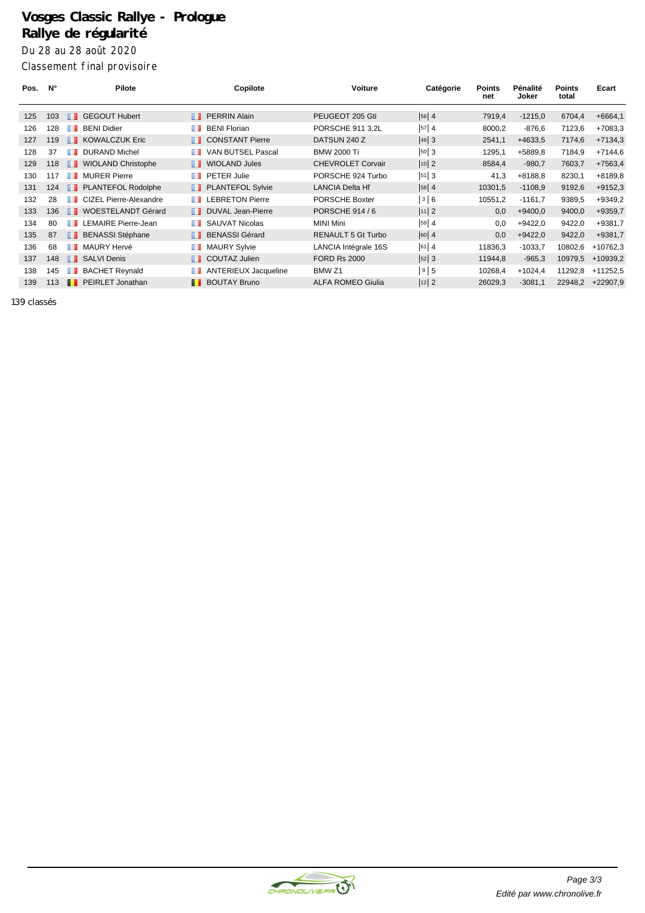# Vosges Classic Rallye - Prologue

## Rallye de régularité

Du 28 au 28 août 2020

Classement final provisoire

| Pos. | N° | Pilote | Copilote | Voiture | Catégorie | Points net | Pénalité Joker | Points total | Ecart |
|---|---|---|---|---|---|---|---|---|---|
| 125 | 103 | GEGOUT Hubert | PERRIN Alain | PEUGEOT 205 Gti | 56 4 | 7919,4 | -1215,0 | 6704,4 | +6664,1 |
| 126 | 128 | BENI Didier | BENI Florian | PORSCHE 911 3,2L | 57 4 | 8000,2 | -876,6 | 7123,6 | +7083,3 |
| 127 | 119 | KOWALCZUK Eric | CONSTANT Pierre | DATSUN 240 Z | 49 3 | 2541,1 | +4633,5 | 7174,6 | +7134,3 |
| 128 | 37 | DURAND Michel | VAN BUTSEL Pascal | BMW 2000 Ti | 50 3 | 1295,1 | +5889,8 | 7184,9 | +7144,6 |
| 129 | 118 | WIOLAND Christophe | WIOLAND Jules | CHEVROLET Corvair | 10 2 | 8584,4 | -980,7 | 7603,7 | +7563,4 |
| 130 | 117 | MURER Pierre | PETER Julie | PORSCHE 924 Turbo | 51 3 | 41,3 | +8188,8 | 8230,1 | +8189,8 |
| 131 | 124 | PLANTEFOL Rodolphe | PLANTEFOL Sylvie | LANCIA Delta Hf | 58 4 | 10301,5 | -1108,9 | 9192,6 | +9152,3 |
| 132 | 28 | CIZEL Pierre-Alexandre | LEBRETON Pierre | PORSCHE Boxter | 3 6 | 10551,2 | -1161,7 | 9389,5 | +9349,2 |
| 133 | 136 | WOESTELANDT Gérard | DUVAL Jean-Pierre | PORSCHE 914 / 6 | 11 2 | 0,0 | +9400,0 | 9400,0 | +9359,7 |
| 134 | 80 | LEMAIRE Pierre-Jean | SAUVAT Nicolas | MINI Mini | 59 4 | 0,0 | +9422,0 | 9422,0 | +9381,7 |
| 135 | 87 | BENASSI Stéphane | BENASSI Gérard | RENAULT 5 Gt Turbo | 60 4 | 0,0 | +9422,0 | 9422,0 | +9381,7 |
| 136 | 68 | MAURY Hervé | MAURY Sylvie | LANCIA Intégrale 16S | 61 4 | 11836,3 | -1033,7 | 10802,6 | +10762,3 |
| 137 | 148 | SALVI Denis | COUTAZ Julien | FORD Rs 2000 | 52 3 | 11944,8 | -965,3 | 10979,5 | +10939,2 |
| 138 | 145 | BACHET Reynald | ANTERIEUX Jacqueline | BMW Z1 | 9 5 | 10268,4 | +1024,4 | 11292,8 | +11252,5 |
| 139 | 113 | PEIRLET Jonathan | BOUTAY Bruno | ALFA ROMEO Giulia | 12 2 | 26029,3 | -3081,1 | 22948,2 | +22907,9 |

139 classés

Edité par www.chronolive.fr